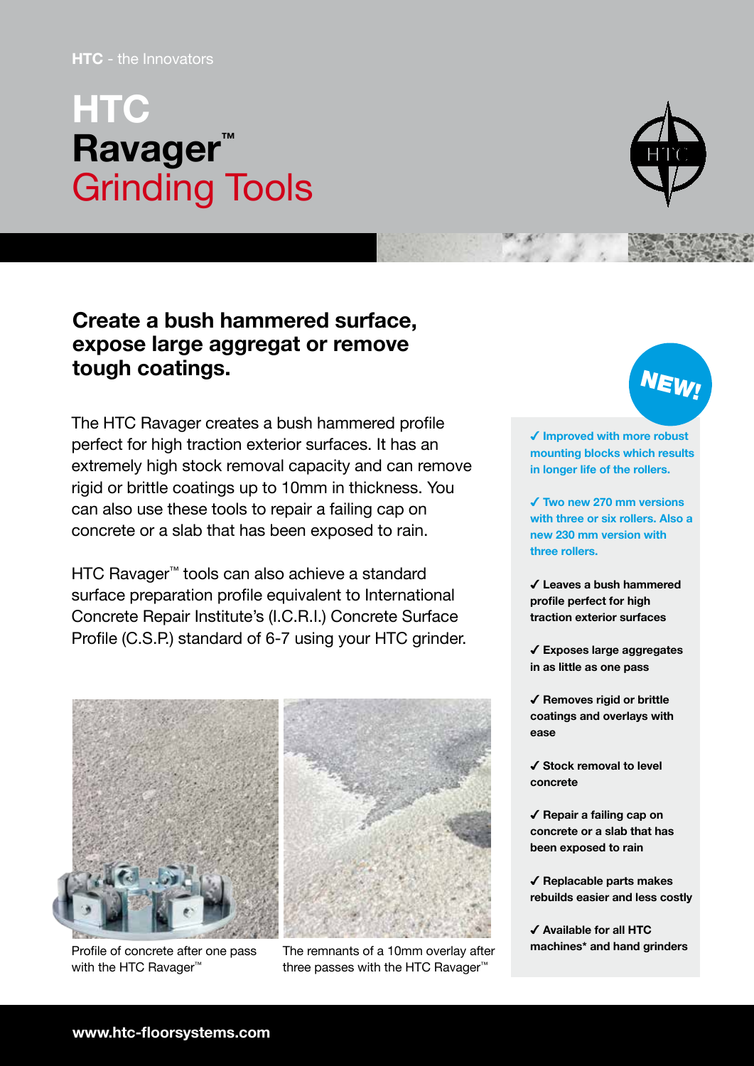HTC - the Innovators

# HTC Ravager™ Grinding Tools

## Create a bush hammered surface, expose large aggregat or remove tough coatings.

The HTC Ravager creates a bush hammered profile perfect for high traction exterior surfaces. It has an extremely high stock removal capacity and can remove rigid or brittle coatings up to 10mm in thickness. You can also use these tools to repair a failing cap on concrete or a slab that has been exposed to rain.

HTC Ravager™ tools can also achieve a standard surface preparation profile equivalent to International Concrete Repair Institute's (I.C.R.I.) Concrete Surface Profile (C.S.P.) standard of 6-7 using your HTC grinder.

Profile of concrete after one pass with the HTC Ravager™

The remnants of a 10mm overlay after three passes with the HTC Ravager™

NEW!

- ✓ **Improved with more robust mounting blocks which results in longer life of the rollers.**
- ✓ **Two new 270 mm versions with three or six rollers. Also a new 230 mm version with three rollers.**
- ✓ **Leaves a bush hammered profile perfect for high traction exterior surfaces**
- ✓ **Exposes large aggregates in as little as one pass**
- ✓ **Removes rigid or brittle coatings and overlays with ease**
- ✓ **Stock removal to level concrete**
- ✓ **Repair a failing cap on concrete or a slab that has been exposed to rain**
- ✓ **Replacable parts makes rebuilds easier and less costly**
- ✓ **Available for all HTC machines* and hand grinders**

www.htc-floorsystems.com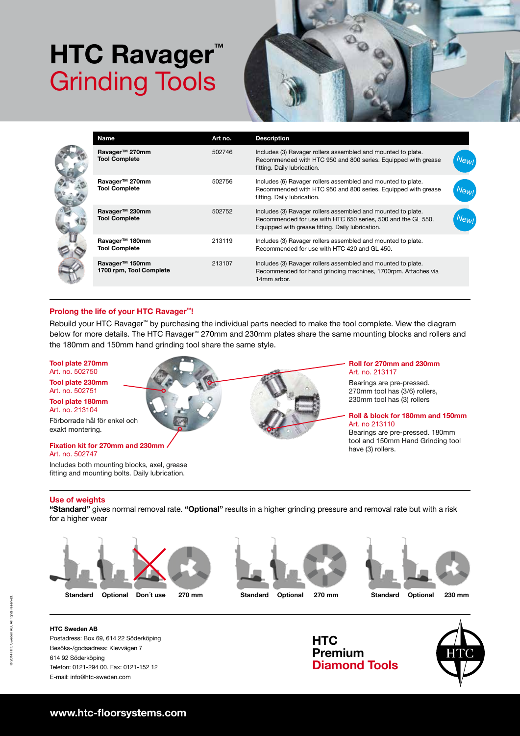# HTC Ravager™ Grinding Tools

| Name | Art no. | Description |
| --- | --- | --- |
| **Ravager™ 270mm Tool Complete** | 502746 | Includes (3) Ravager rollers assembled and mounted to plate. Recommended with HTC 950 and 800 series. Equipped with grease fitting. Daily lubrication. *New!* |
| **Ravager™ 270mm Tool Complete** | 502756 | Includes (6) Ravager rollers assembled and mounted to plate. Recommended with HTC 950 and 800 series. Equipped with grease fitting. Daily lubrication. *New!* |
| **Ravager™ 230mm Tool Complete** | 502752 | Includes (3) Ravager rollers assembled and mounted to plate. Recommended for use with HTC 650 series, 500 and the GL 550. Equipped with grease fitting. Daily lubrication. *New!* |
| **Ravager™ 180mm Tool Complete** | 213119 | Includes (3) Ravager rollers assembled and mounted to plate. Recommended for use with HTC 420 and GL 450. |
| **Ravager™ 150mm 1700 rpm, Tool Complete** | 213107 | Includes (3) Ravager rollers assembled and mounted to plate. Recommended for hand grinding machines, 1700rpm. Attaches via 14mm arbor. |

## Prolong the life of your HTC Ravager™!

Rebuild your HTC Ravager™ by purchasing the individual parts needed to make the tool complete. View the diagram below for more details. The HTC Ravager™ 270mm and 230mm plates share the same mounting blocks and rollers and the 180mm and 150mm hand grinding tool share the same style.

**Tool plate 270mm**
Art. no. 502750

**Tool plate 230mm**
Art. no. 502751

**Tool plate 180mm**
Art. no. 213104

Förborrade hål för enkel och exakt montering.

**Fixation kit for 270mm and 230mm**
Art. no. 502747

Includes both mounting blocks, axel, grease fitting and mounting bolts. Daily lubrication.

**Roll for 270mm and 230mm**
Art. no. 213117

Bearings are pre-pressed. 270mm tool has (3/6) rollers, 230mm tool has (3) rollers

**Roll & block for 180mm and 150mm**
Art. no 213110

Bearings are pre-pressed. 180mm tool and 150mm Hand Grinding tool have (3) rollers.

## Use of weights

**"Standard"** gives normal removal rate. **"Optional"** results in a higher grinding pressure and removal rate but with a risk for a higher wear

Standard   Optional   Don´t use   270 mm

Standard   Optional   270 mm

Standard   Optional   230 mm

**HTC Sweden AB**
Postadress: Box 69, 614 22 Söderköping
Besöks-/godsadress: Klevvägen 7
614 92 Söderköping
Telefon: 0121-294 00. Fax: 0121-152 12
E-mail: info@htc-sweden.com

**HTC Premium Diamond Tools**

© 2014 HTC Sweden AB. All rights reserved.

**www.htc-floorsystems.com**